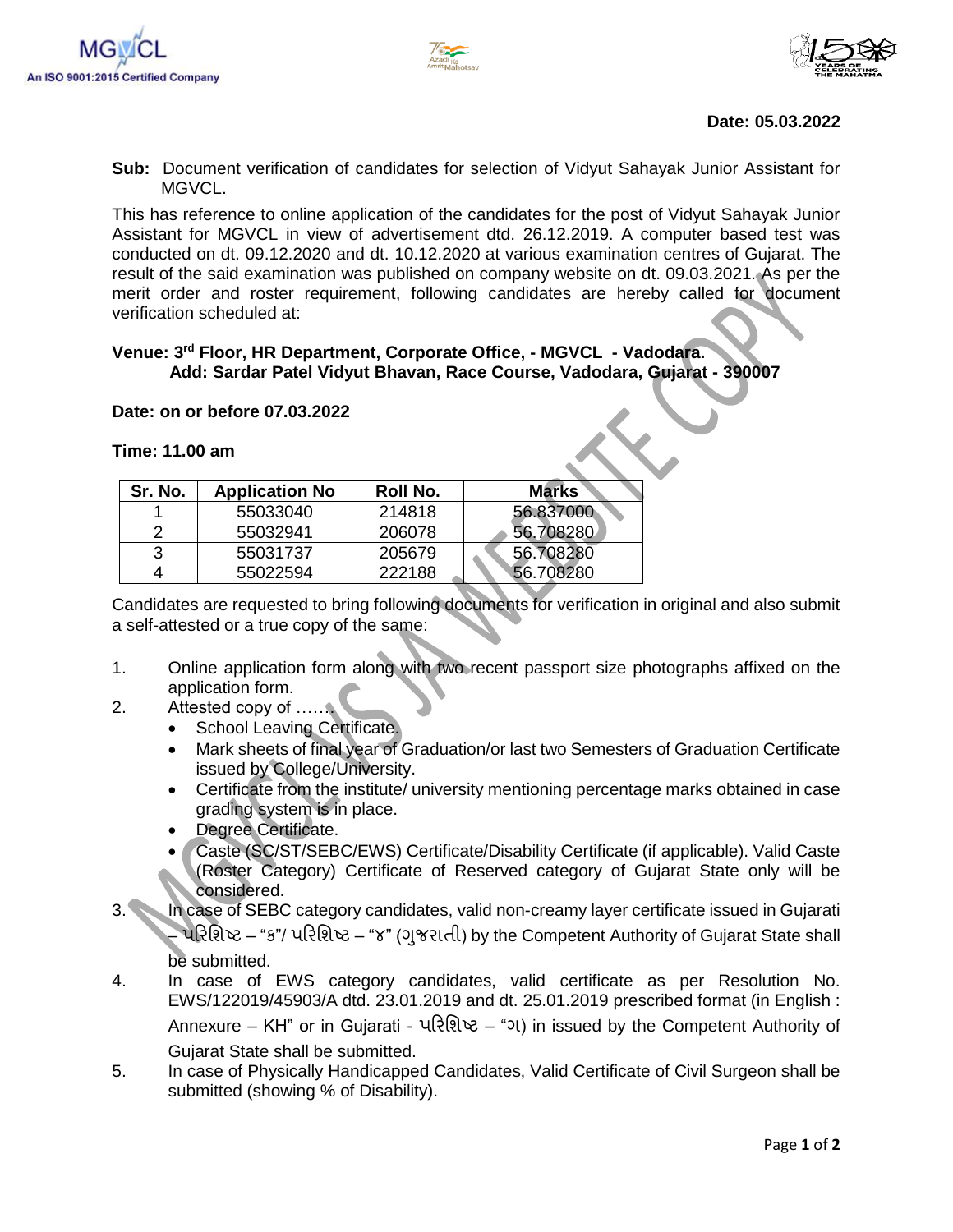**Date: 05.03.2022**

**Sub:** Document verification of candidates for selection of Vidyut Sahayak Junior Assistant for MGVCL.

This has reference to online application of the candidates for the post of Vidyut Sahayak Junior Assistant for MGVCL in view of advertisement dtd. 26.12.2019. A computer based test was conducted on dt. 09.12.2020 and dt. 10.12.2020 at various examination centres of Gujarat. The result of the said examination was published on company website on dt. 09.03.2021. As per the merit order and roster requirement, following candidates are hereby called for document verification scheduled at:

**Venue: 3rd Floor, HR Department, Corporate Office, - MGVCL - Vadodara.**
**Add: Sardar Patel Vidyut Bhavan, Race Course, Vadodara, Gujarat - 390007**

**Date: on or before 07.03.2022**

**Time: 11.00 am**

| Sr. No. | Application No | Roll No. | Marks |
|---|---|---|---|
| 1 | 55033040 | 214818 | 56.837000 |
| 2 | 55032941 | 206078 | 56.708280 |
| 3 | 55031737 | 205679 | 56.708280 |
| 4 | 55022594 | 222188 | 56.708280 |

Candidates are requested to bring following documents for verification in original and also submit a self-attested or a true copy of the same:

1. Online application form along with two recent passport size photographs affixed on the application form.
2. Attested copy of ……
   - School Leaving Certificate.
   - Mark sheets of final year of Graduation/or last two Semesters of Graduation Certificate issued by College/University.
   - Certificate from the institute/ university mentioning percentage marks obtained in case grading system is in place.
   - Degree Certificate.
   - Caste (SC/ST/SEBC/EWS) Certificate/Disability Certificate (if applicable). Valid Caste (Roster Category) Certificate of Reserved category of Gujarat State only will be considered.
3. In case of SEBC category candidates, valid non-creamy layer certificate issued in Gujarati – પરિશિષ્ટ – "ક"/ પરિશિષ્ટ – "૪" (ગુજરાતી) by the Competent Authority of Gujarat State shall be submitted.
4. In case of EWS category candidates, valid certificate as per Resolution No. EWS/122019/45903/A dtd. 23.01.2019 and dt. 25.01.2019 prescribed format (in English : Annexure – KH" or in Gujarati - પરિશિષ્ટ – "ગ) in issued by the Competent Authority of Gujarat State shall be submitted.
5. In case of Physically Handicapped Candidates, Valid Certificate of Civil Surgeon shall be submitted (showing % of Disability).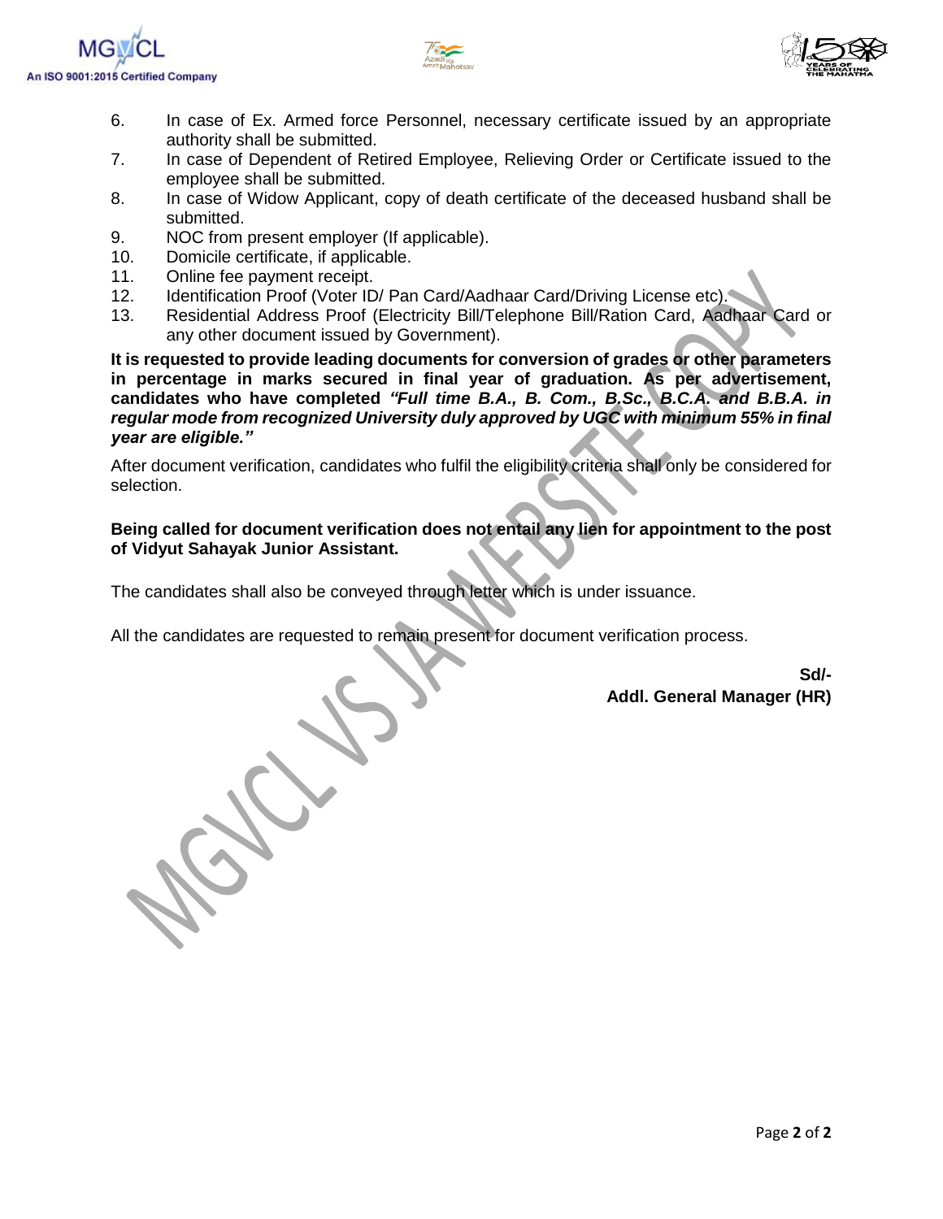6. In case of Ex. Armed force Personnel, necessary certificate issued by an appropriate authority shall be submitted.
7. In case of Dependent of Retired Employee, Relieving Order or Certificate issued to the employee shall be submitted.
8. In case of Widow Applicant, copy of death certificate of the deceased husband shall be submitted.
9. NOC from present employer (If applicable).
10. Domicile certificate, if applicable.
11. Online fee payment receipt.
12. Identification Proof (Voter ID/ Pan Card/Aadhaar Card/Driving License etc).
13. Residential Address Proof (Electricity Bill/Telephone Bill/Ration Card, Aadhaar Card or any other document issued by Government).

**It is requested to provide leading documents for conversion of grades or other parameters in percentage in marks secured in final year of graduation. As per advertisement, candidates who have completed *"Full time B.A., B. Com., B.Sc., B.C.A. and B.B.A. in regular mode from recognized University duly approved by UGC with minimum 55% in final year are eligible."***

After document verification, candidates who fulfil the eligibility criteria shall only be considered for selection.

**Being called for document verification does not entail any lien for appointment to the post of Vidyut Sahayak Junior Assistant.**

The candidates shall also be conveyed through letter which is under issuance.

All the candidates are requested to remain present for document verification process.

**Sd/-**
**Addl. General Manager (HR)**